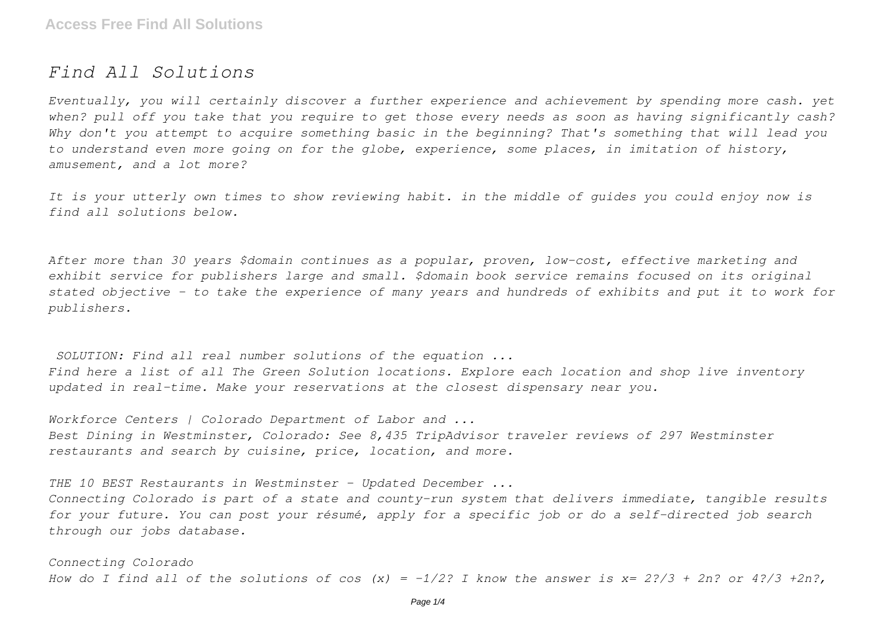# *Find All Solutions*

*Eventually, you will certainly discover a further experience and achievement by spending more cash. yet when? pull off you take that you require to get those every needs as soon as having significantly cash? Why don't you attempt to acquire something basic in the beginning? That's something that will lead you to understand even more going on for the globe, experience, some places, in imitation of history, amusement, and a lot more?*

*It is your utterly own times to show reviewing habit. in the middle of guides you could enjoy now is find all solutions below.*

*After more than 30 years $domain continues as a popular, proven, low-cost, effective marketing and exhibit service for publishers large and small. $domain book service remains focused on its original stated objective - to take the experience of many years and hundreds of exhibits and put it to work for publishers.*

*SOLUTION: Find all real number solutions of the equation ...*

*Find here a list of all The Green Solution locations. Explore each location and shop live inventory updated in real-time. Make your reservations at the closest dispensary near you.*

*Workforce Centers | Colorado Department of Labor and ...*

*Best Dining in Westminster, Colorado: See 8,435 TripAdvisor traveler reviews of 297 Westminster restaurants and search by cuisine, price, location, and more.*

*THE 10 BEST Restaurants in Westminster - Updated December ...*

*Connecting Colorado is part of a state and county-run system that delivers immediate, tangible results for your future. You can post your résumé, apply for a specific job or do a self-directed job search through our jobs database.*

*Connecting Colorado*

*How do I find all of the solutions of cos (x) = -1/2? I know the answer is x= 2?/3 + 2n? or 4?/3 +2n?,*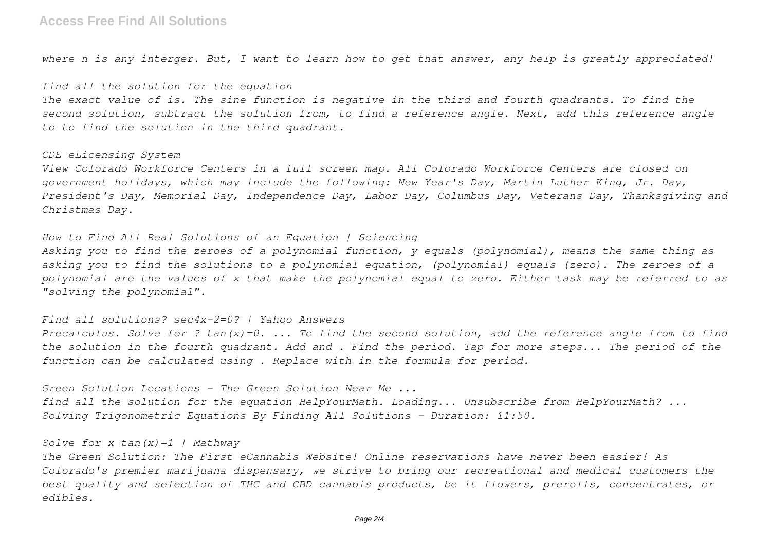*where n is any interger. But, I want to learn how to get that answer, any help is greatly appreciated!*

*find all the solution for the equation*

*The exact value of is. The sine function is negative in the third and fourth quadrants. To find the second solution, subtract the solution from, to find a reference angle. Next, add this reference angle to to find the solution in the third quadrant.*

*CDE eLicensing System*

*View Colorado Workforce Centers in a full screen map. All Colorado Workforce Centers are closed on government holidays, which may include the following: New Year's Day, Martin Luther King, Jr. Day, President's Day, Memorial Day, Independence Day, Labor Day, Columbus Day, Veterans Day, Thanksgiving and Christmas Day.*

*How to Find All Real Solutions of an Equation | Sciencing*

*Asking you to find the zeroes of a polynomial function, y equals (polynomial), means the same thing as asking you to find the solutions to a polynomial equation, (polynomial) equals (zero). The zeroes of a polynomial are the values of x that make the polynomial equal to zero. Either task may be referred to as "solving the polynomial".*

*Find all solutions? sec4x-2=0? | Yahoo Answers*

*Precalculus. Solve for ? tan(x)=0. ... To find the second solution, add the reference angle from to find the solution in the fourth quadrant. Add and . Find the period. Tap for more steps... The period of the function can be calculated using . Replace with in the formula for period.*

*Green Solution Locations - The Green Solution Near Me ...*

*find all the solution for the equation HelpYourMath. Loading... Unsubscribe from HelpYourMath? ... Solving Trigonometric Equations By Finding All Solutions - Duration: 11:50.*

*Solve for x tan(x)=1 | Mathway*

*The Green Solution: The First eCannabis Website! Online reservations have never been easier! As Colorado's premier marijuana dispensary, we strive to bring our recreational and medical customers the best quality and selection of THC and CBD cannabis products, be it flowers, prerolls, concentrates, or edibles.*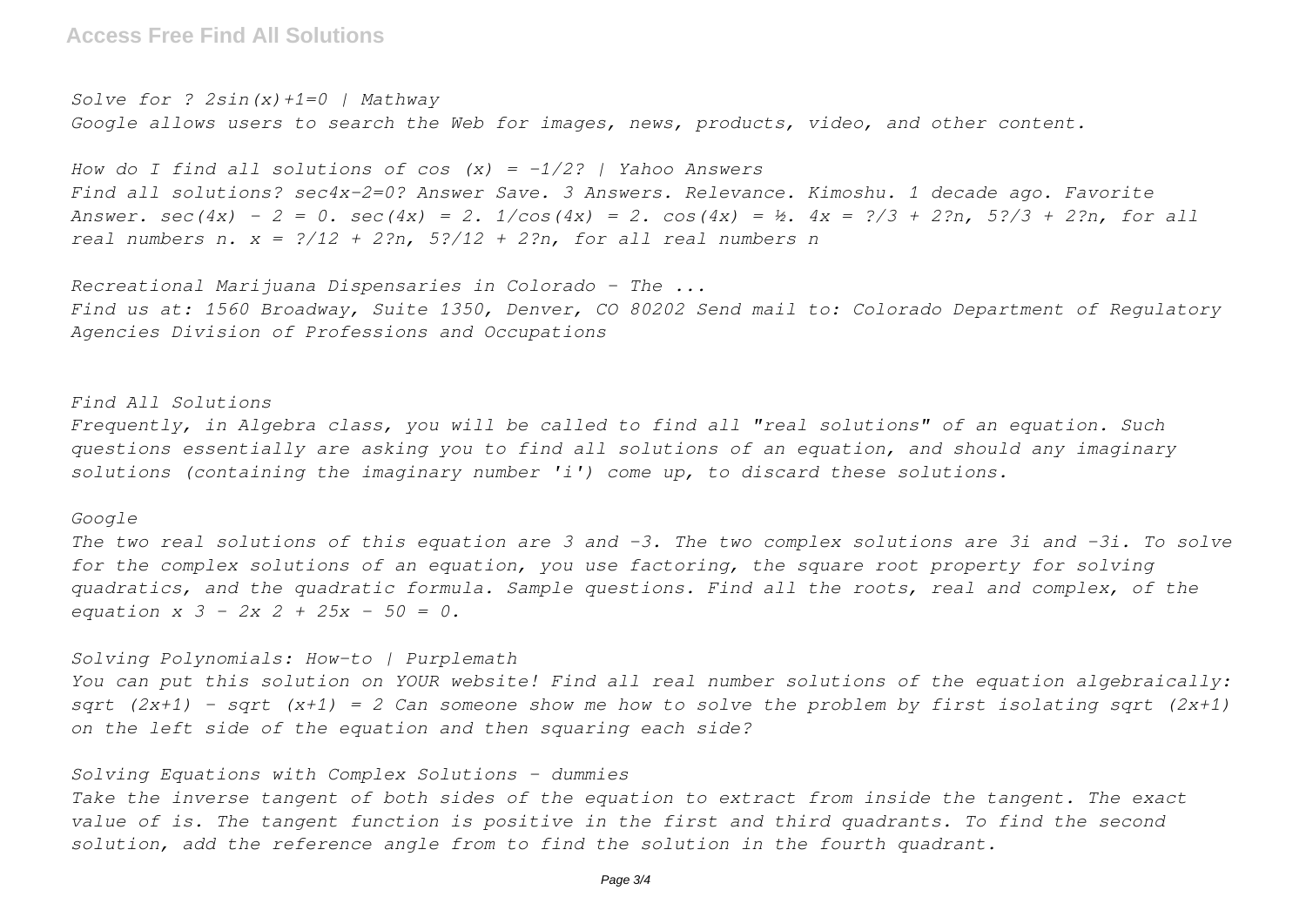*Solve for ? 2sin(x)+1=0 | Mathway*
*Google allows users to search the Web for images, news, products, video, and other content.*

*How do I find all solutions of cos (x) = -1/2? | Yahoo Answers*
*Find all solutions? sec4x-2=0? Answer Save. 3 Answers. Relevance. Kimoshu. 1 decade ago. Favorite Answer. sec(4x) - 2 = 0. sec(4x) = 2. 1/cos(4x) = 2. cos(4x) = ½. 4x = ?/3 + 2?n, 5?/3 + 2?n, for all real numbers n. x = ?/12 + 2?n, 5?/12 + 2?n, for all real numbers n*

*Recreational Marijuana Dispensaries in Colorado - The ...*
*Find us at: 1560 Broadway, Suite 1350, Denver, CO 80202 Send mail to: Colorado Department of Regulatory Agencies Division of Professions and Occupations*

*Find All Solutions*
*Frequently, in Algebra class, you will be called to find all "real solutions" of an equation. Such questions essentially are asking you to find all solutions of an equation, and should any imaginary solutions (containing the imaginary number 'i') come up, to discard these solutions.*

*Google*
*The two real solutions of this equation are 3 and –3. The two complex solutions are 3i and –3i. To solve for the complex solutions of an equation, you use factoring, the square root property for solving quadratics, and the quadratic formula. Sample questions. Find all the roots, real and complex, of the equation x 3 – 2x 2 + 25x – 50 = 0.*

*Solving Polynomials: How-to | Purplemath*
*You can put this solution on YOUR website! Find all real number solutions of the equation algebraically: sqrt (2x+1) - sqrt (x+1) = 2 Can someone show me how to solve the problem by first isolating sqrt (2x+1) on the left side of the equation and then squaring each side?*

*Solving Equations with Complex Solutions - dummies*
*Take the inverse tangent of both sides of the equation to extract from inside the tangent. The exact value of is. The tangent function is positive in the first and third quadrants. To find the second solution, add the reference angle from to find the solution in the fourth quadrant.*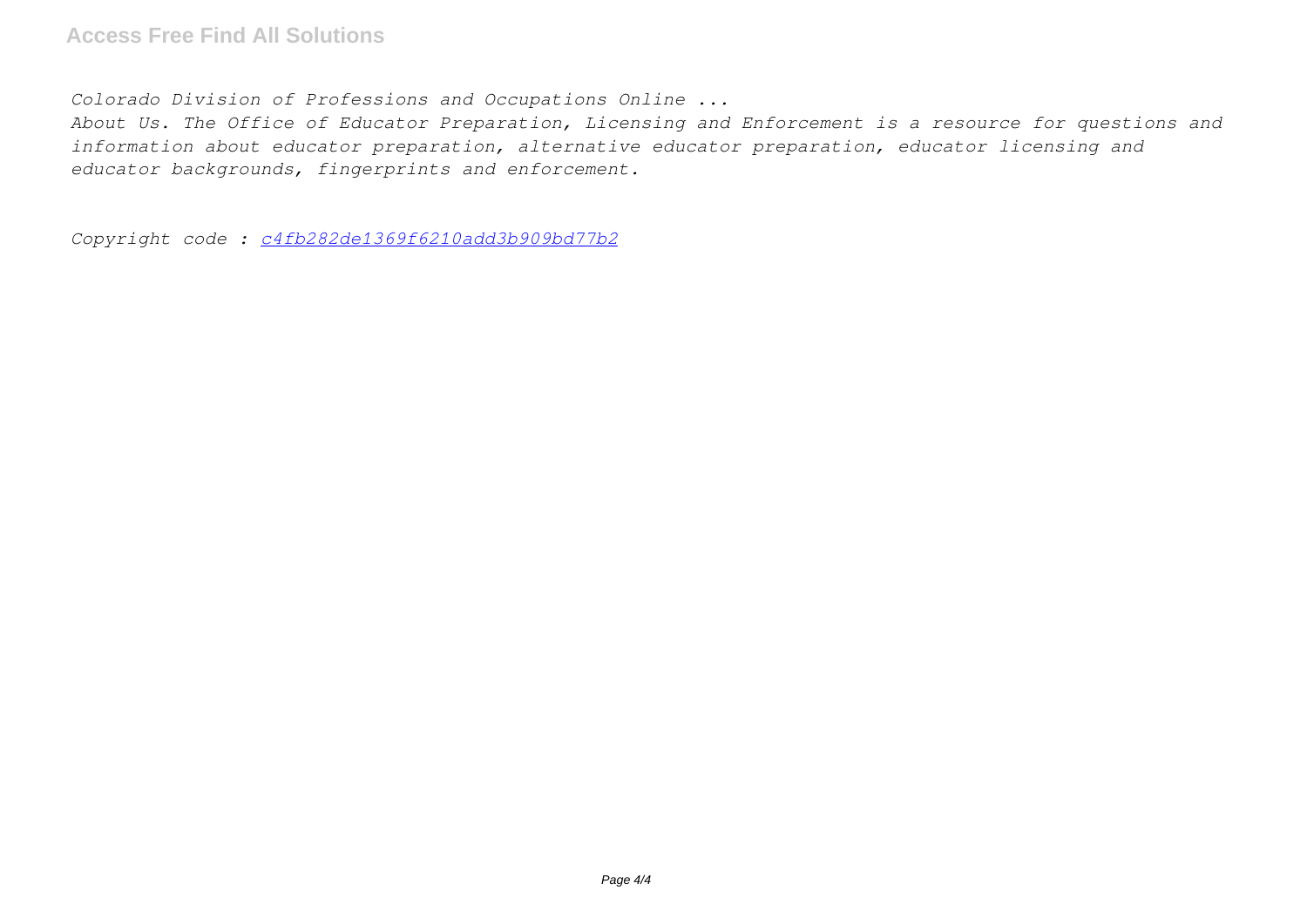*Colorado Division of Professions and Occupations Online ...*
*About Us. The Office of Educator Preparation, Licensing and Enforcement is a resource for questions and information about educator preparation, alternative educator preparation, educator licensing and educator backgrounds, fingerprints and enforcement.*

*Copyright code : c4fb282de1369f6210add3b909bd77b2*